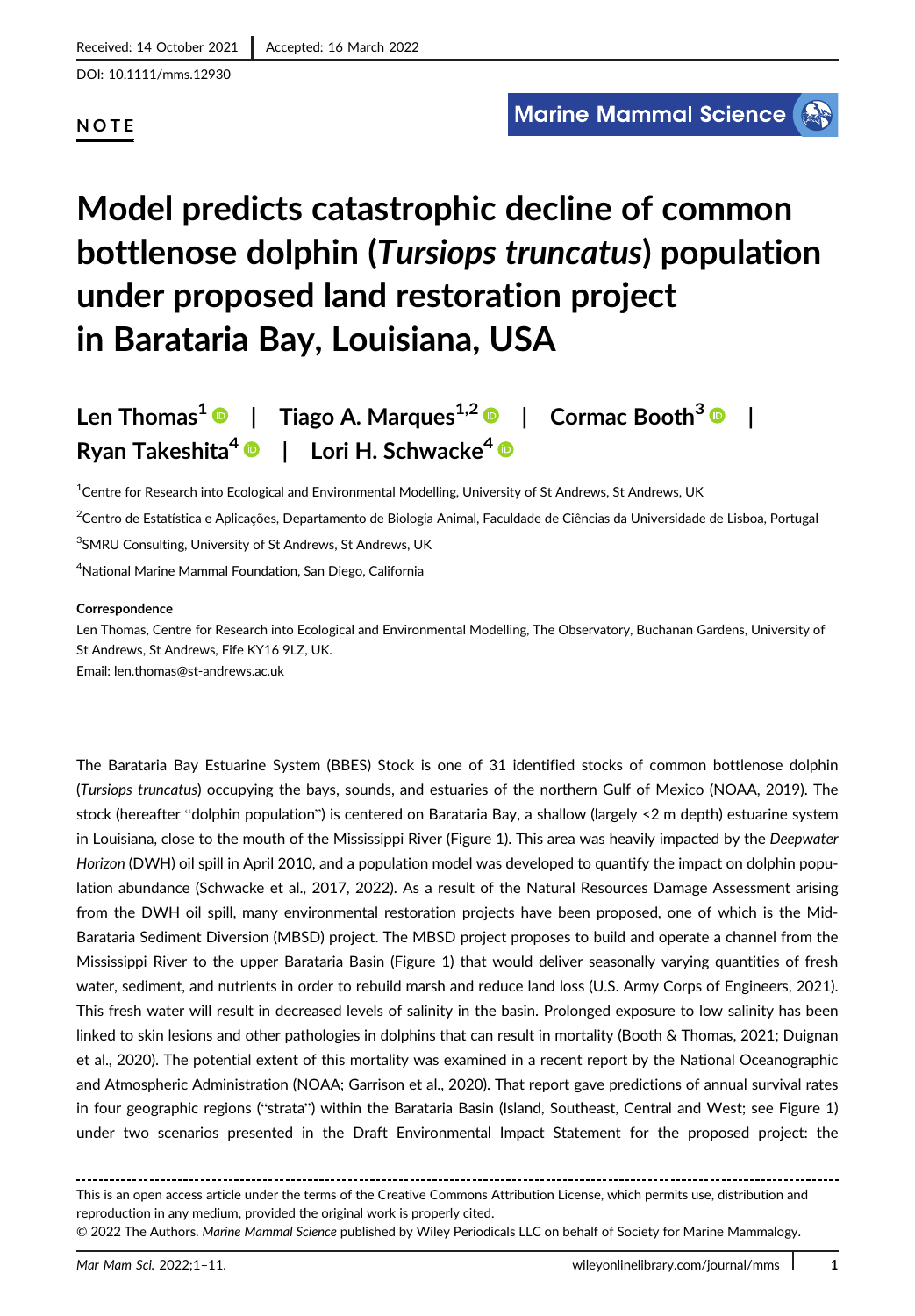Received: 14 October 2021 | Accepted: 16 March 2022

DOI: 10.1111/mms.12930

NOTE

# Model predicts catastrophic decline of common bottlenose dolphin (*Tursiops truncatus*) population under proposed land restoration project in Barataria Bay, Louisiana, USA

**Len Thomas**[1] | **Tiago A. Marques**[1,2] | **Cormac Booth**[3] | **Ryan Takeshita**[4] | **Lori H. Schwacke**[4]

[1]Centre for Research into Ecological and Environmental Modelling, University of St Andrews, St Andrews, UK

[2]Centro de Estatística e Aplicações, Departamento de Biologia Animal, Faculdade de Ciências da Universidade de Lisboa, Portugal

[3]SMRU Consulting, University of St Andrews, St Andrews, UK

[4]National Marine Mammal Foundation, San Diego, California

**Correspondence**

Len Thomas, Centre for Research into Ecological and Environmental Modelling, The Observatory, Buchanan Gardens, University of St Andrews, St Andrews, Fife KY16 9LZ, UK.

Email: len.thomas@st-andrews.ac.uk

The Barataria Bay Estuarine System (BBES) Stock is one of 31 identified stocks of common bottlenose dolphin (*Tursiops truncatus*) occupying the bays, sounds, and estuaries of the northern Gulf of Mexico (NOAA, 2019). The stock (hereafter "dolphin population") is centered on Barataria Bay, a shallow (largely <2 m depth) estuarine system in Louisiana, close to the mouth of the Mississippi River (Figure 1). This area was heavily impacted by the *Deepwater Horizon* (DWH) oil spill in April 2010, and a population model was developed to quantify the impact on dolphin population abundance (Schwacke et al., 2017, 2022). As a result of the Natural Resources Damage Assessment arising from the DWH oil spill, many environmental restoration projects have been proposed, one of which is the Mid-Barataria Sediment Diversion (MBSD) project. The MBSD project proposes to build and operate a channel from the Mississippi River to the upper Barataria Basin (Figure 1) that would deliver seasonally varying quantities of fresh water, sediment, and nutrients in order to rebuild marsh and reduce land loss (U.S. Army Corps of Engineers, 2021). This fresh water will result in decreased levels of salinity in the basin. Prolonged exposure to low salinity has been linked to skin lesions and other pathologies in dolphins that can result in mortality (Booth & Thomas, 2021; Duignan et al., 2020). The potential extent of this mortality was examined in a recent report by the National Oceanographic and Atmospheric Administration (NOAA; Garrison et al., 2020). That report gave predictions of annual survival rates in four geographic regions ("strata") within the Barataria Basin (Island, Southeast, Central and West; see Figure 1) under two scenarios presented in the Draft Environmental Impact Statement for the proposed project: the

This is an open access article under the terms of the Creative Commons Attribution License, which permits use, distribution and reproduction in any medium, provided the original work is properly cited.

© 2022 The Authors. *Marine Mammal Science* published by Wiley Periodicals LLC on behalf of Society for Marine Mammalogy.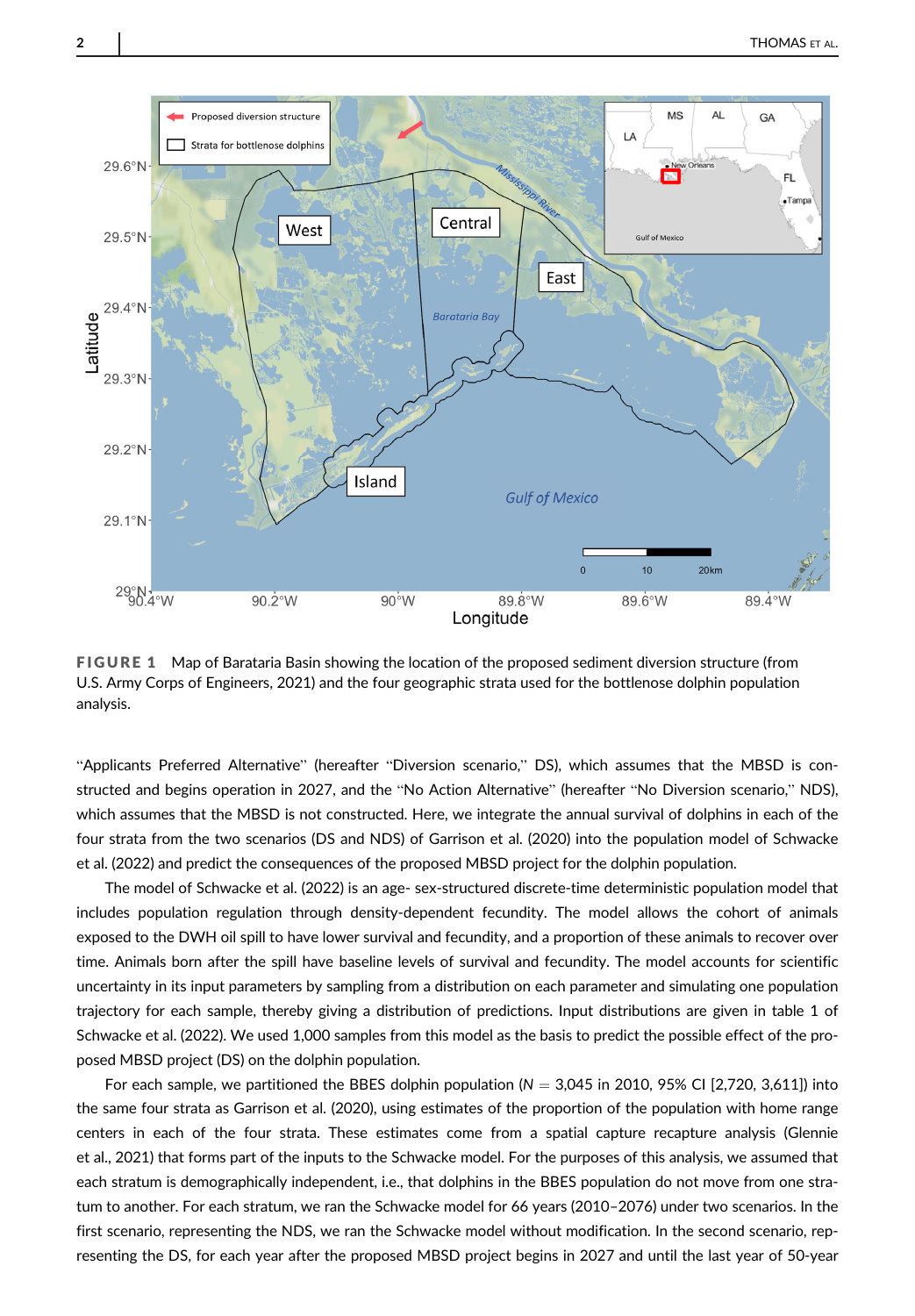**FIGURE 1** Map of Barataria Basin showing the location of the proposed sediment diversion structure (from U.S. Army Corps of Engineers, 2021) and the four geographic strata used for the bottlenose dolphin population analysis.

"Applicants Preferred Alternative" (hereafter "Diversion scenario," DS), which assumes that the MBSD is constructed and begins operation in 2027, and the "No Action Alternative" (hereafter "No Diversion scenario," NDS), which assumes that the MBSD is not constructed. Here, we integrate the annual survival of dolphins in each of the four strata from the two scenarios (DS and NDS) of Garrison et al. (2020) into the population model of Schwacke et al. (2022) and predict the consequences of the proposed MBSD project for the dolphin population.

The model of Schwacke et al. (2022) is an age- sex-structured discrete-time deterministic population model that includes population regulation through density-dependent fecundity. The model allows the cohort of animals exposed to the DWH oil spill to have lower survival and fecundity, and a proportion of these animals to recover over time. Animals born after the spill have baseline levels of survival and fecundity. The model accounts for scientific uncertainty in its input parameters by sampling from a distribution on each parameter and simulating one population trajectory for each sample, thereby giving a distribution of predictions. Input distributions are given in table 1 of Schwacke et al. (2022). We used 1,000 samples from this model as the basis to predict the possible effect of the proposed MBSD project (DS) on the dolphin population.

For each sample, we partitioned the BBES dolphin population ($N = 3{,}045$ in 2010, 95% CI [2,720, 3,611]) into the same four strata as Garrison et al. (2020), using estimates of the proportion of the population with home range centers in each of the four strata. These estimates come from a spatial capture recapture analysis (Glennie et al., 2021) that forms part of the inputs to the Schwacke model. For the purposes of this analysis, we assumed that each stratum is demographically independent, i.e., that dolphins in the BBES population do not move from one stratum to another. For each stratum, we ran the Schwacke model for 66 years (2010–2076) under two scenarios. In the first scenario, representing the NDS, we ran the Schwacke model without modification. In the second scenario, representing the DS, for each year after the proposed MBSD project begins in 2027 and until the last year of 50-year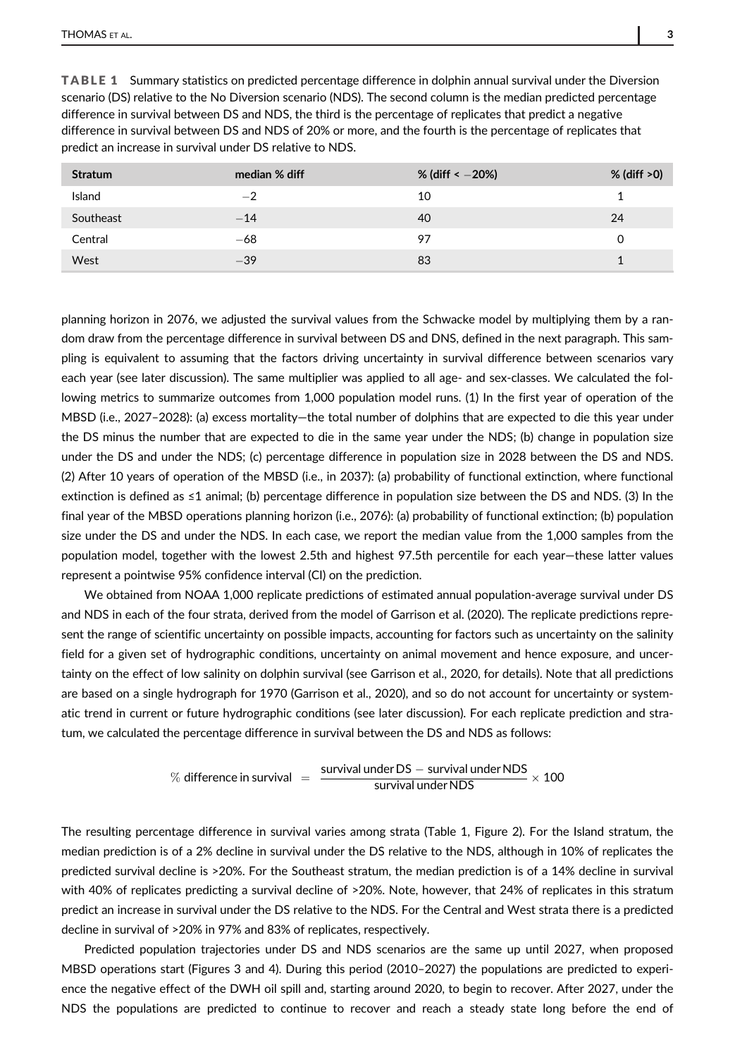**TABLE 1** Summary statistics on predicted percentage difference in dolphin annual survival under the Diversion scenario (DS) relative to the No Diversion scenario (NDS). The second column is the median predicted percentage difference in survival between DS and NDS, the third is the percentage of replicates that predict a negative difference in survival between DS and NDS of 20% or more, and the fourth is the percentage of replicates that predict an increase in survival under DS relative to NDS.

| Stratum | median % diff | % (diff < −20%) | % (diff >0) |
|---|---|---|---|
| Island | −2 | 10 | 1 |
| Southeast | −14 | 40 | 24 |
| Central | −68 | 97 | 0 |
| West | −39 | 83 | 1 |

planning horizon in 2076, we adjusted the survival values from the Schwacke model by multiplying them by a random draw from the percentage difference in survival between DS and DNS, defined in the next paragraph. This sampling is equivalent to assuming that the factors driving uncertainty in survival difference between scenarios vary each year (see later discussion). The same multiplier was applied to all age- and sex-classes. We calculated the following metrics to summarize outcomes from 1,000 population model runs. (1) In the first year of operation of the MBSD (i.e., 2027–2028): (a) excess mortality—the total number of dolphins that are expected to die this year under the DS minus the number that are expected to die in the same year under the NDS; (b) change in population size under the DS and under the NDS; (c) percentage difference in population size in 2028 between the DS and NDS. (2) After 10 years of operation of the MBSD (i.e., in 2037): (a) probability of functional extinction, where functional extinction is defined as ≤1 animal; (b) percentage difference in population size between the DS and NDS. (3) In the final year of the MBSD operations planning horizon (i.e., 2076): (a) probability of functional extinction; (b) population size under the DS and under the NDS. In each case, we report the median value from the 1,000 samples from the population model, together with the lowest 2.5th and highest 97.5th percentile for each year—these latter values represent a pointwise 95% confidence interval (CI) on the prediction.

We obtained from NOAA 1,000 replicate predictions of estimated annual population-average survival under DS and NDS in each of the four strata, derived from the model of Garrison et al. (2020). The replicate predictions represent the range of scientific uncertainty on possible impacts, accounting for factors such as uncertainty on the salinity field for a given set of hydrographic conditions, uncertainty on animal movement and hence exposure, and uncertainty on the effect of low salinity on dolphin survival (see Garrison et al., 2020, for details). Note that all predictions are based on a single hydrograph for 1970 (Garrison et al., 2020), and so do not account for uncertainty or systematic trend in current or future hydrographic conditions (see later discussion). For each replicate prediction and stratum, we calculated the percentage difference in survival between the DS and NDS as follows:

$$\%\ \text{difference in survival} = \frac{\text{survival under DS} - \text{survival under NDS}}{\text{survival under NDS}} \times 100$$

The resulting percentage difference in survival varies among strata (Table 1, Figure 2). For the Island stratum, the median prediction is of a 2% decline in survival under the DS relative to the NDS, although in 10% of replicates the predicted survival decline is >20%. For the Southeast stratum, the median prediction is of a 14% decline in survival with 40% of replicates predicting a survival decline of >20%. Note, however, that 24% of replicates in this stratum predict an increase in survival under the DS relative to the NDS. For the Central and West strata there is a predicted decline in survival of >20% in 97% and 83% of replicates, respectively.

Predicted population trajectories under DS and NDS scenarios are the same up until 2027, when proposed MBSD operations start (Figures 3 and 4). During this period (2010–2027) the populations are predicted to experience the negative effect of the DWH oil spill and, starting around 2020, to begin to recover. After 2027, under the NDS the populations are predicted to continue to recover and reach a steady state long before the end of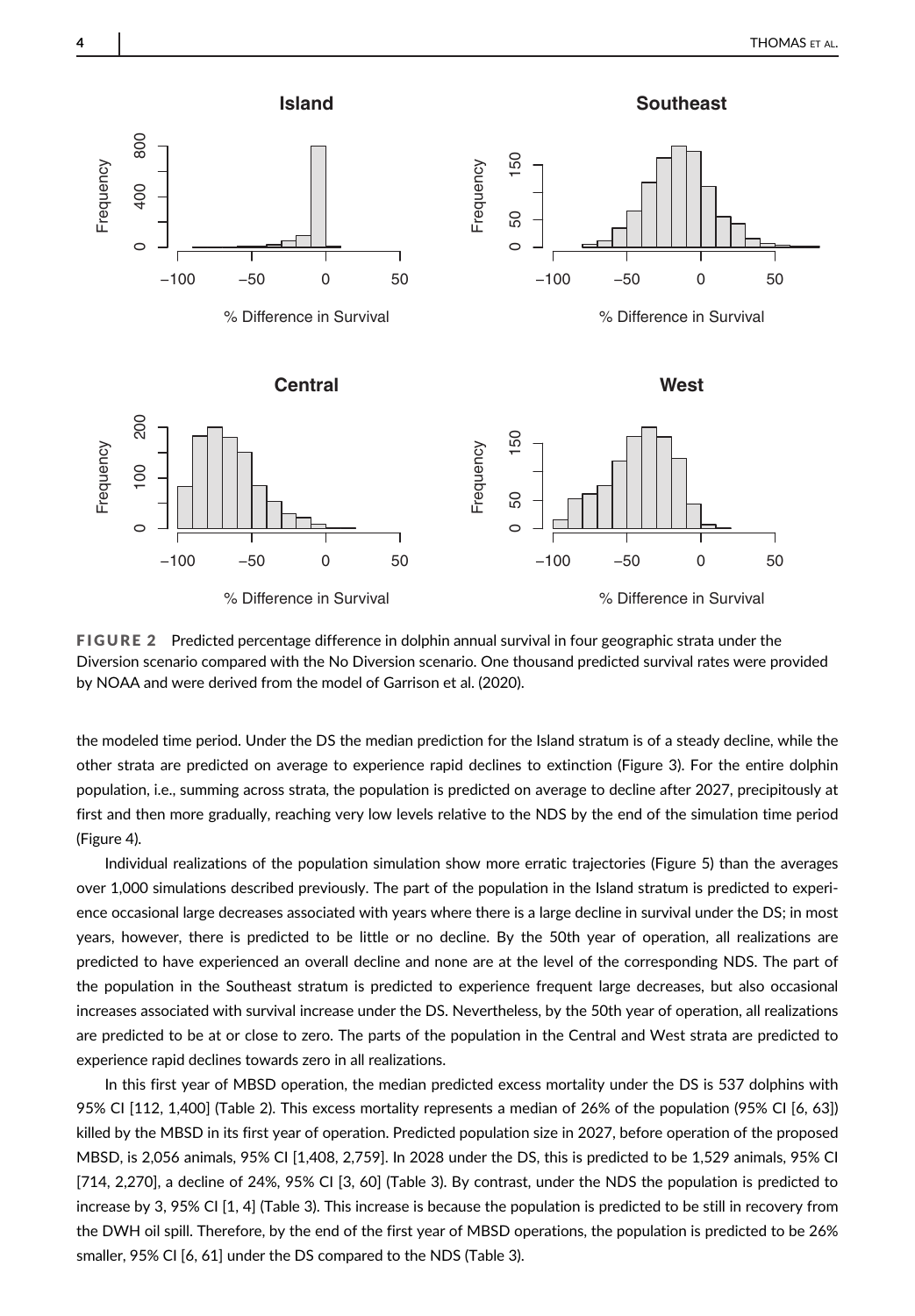**FIGURE 2** Predicted percentage difference in dolphin annual survival in four geographic strata under the Diversion scenario compared with the No Diversion scenario. One thousand predicted survival rates were provided by NOAA and were derived from the model of Garrison et al. (2020).

the modeled time period. Under the DS the median prediction for the Island stratum is of a steady decline, while the other strata are predicted on average to experience rapid declines to extinction (Figure 3). For the entire dolphin population, i.e., summing across strata, the population is predicted on average to decline after 2027, precipitously at first and then more gradually, reaching very low levels relative to the NDS by the end of the simulation time period (Figure 4).

Individual realizations of the population simulation show more erratic trajectories (Figure 5) than the averages over 1,000 simulations described previously. The part of the population in the Island stratum is predicted to experience occasional large decreases associated with years where there is a large decline in survival under the DS; in most years, however, there is predicted to be little or no decline. By the 50th year of operation, all realizations are predicted to have experienced an overall decline and none are at the level of the corresponding NDS. The part of the population in the Southeast stratum is predicted to experience frequent large decreases, but also occasional increases associated with survival increase under the DS. Nevertheless, by the 50th year of operation, all realizations are predicted to be at or close to zero. The parts of the population in the Central and West strata are predicted to experience rapid declines towards zero in all realizations.

In this first year of MBSD operation, the median predicted excess mortality under the DS is 537 dolphins with 95% CI [112, 1,400] (Table 2). This excess mortality represents a median of 26% of the population (95% CI [6, 63]) killed by the MBSD in its first year of operation. Predicted population size in 2027, before operation of the proposed MBSD, is 2,056 animals, 95% CI [1,408, 2,759]. In 2028 under the DS, this is predicted to be 1,529 animals, 95% CI [714, 2,270], a decline of 24%, 95% CI [3, 60] (Table 3). By contrast, under the NDS the population is predicted to increase by 3, 95% CI [1, 4] (Table 3). This increase is because the population is predicted to be still in recovery from the DWH oil spill. Therefore, by the end of the first year of MBSD operations, the population is predicted to be 26% smaller, 95% CI [6, 61] under the DS compared to the NDS (Table 3).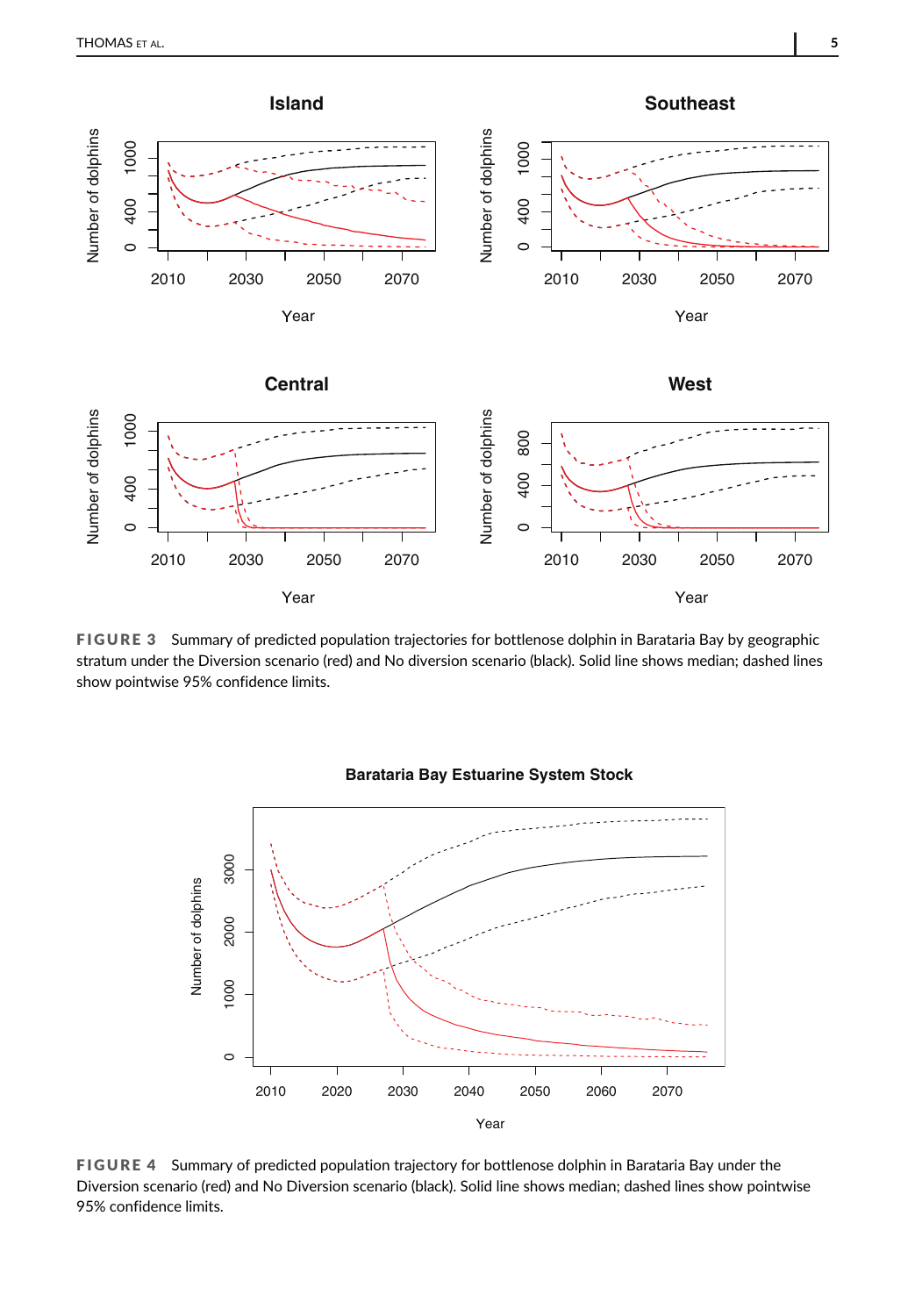**FIGURE 3** Summary of predicted population trajectories for bottlenose dolphin in Barataria Bay by geographic stratum under the Diversion scenario (red) and No diversion scenario (black). Solid line shows median; dashed lines show pointwise 95% confidence limits.

**FIGURE 4** Summary of predicted population trajectory for bottlenose dolphin in Barataria Bay under the Diversion scenario (red) and No Diversion scenario (black). Solid line shows median; dashed lines show pointwise 95% confidence limits.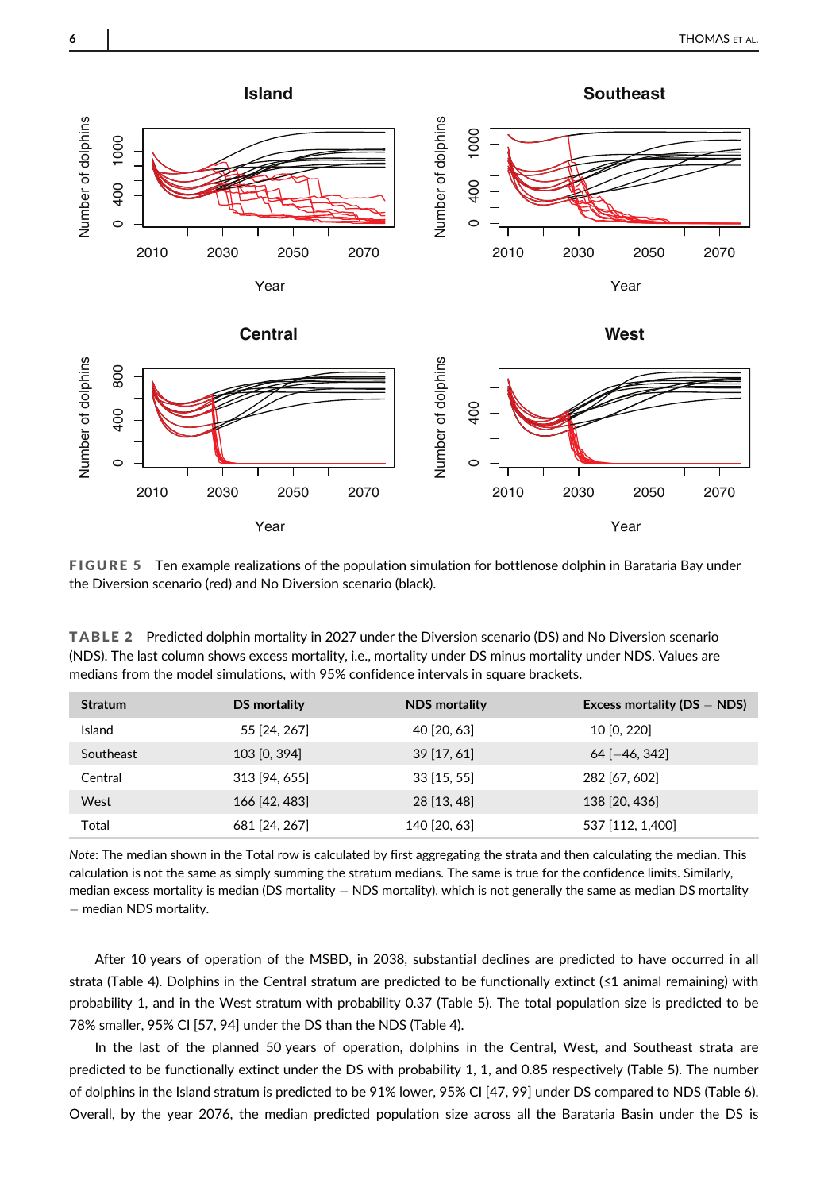**FIGURE 5** Ten example realizations of the population simulation for bottlenose dolphin in Barataria Bay under the Diversion scenario (red) and No Diversion scenario (black).

**TABLE 2** Predicted dolphin mortality in 2027 under the Diversion scenario (DS) and No Diversion scenario (NDS). The last column shows excess mortality, i.e., mortality under DS minus mortality under NDS. Values are medians from the model simulations, with 95% confidence intervals in square brackets.

| Stratum | DS mortality | NDS mortality | Excess mortality (DS − NDS) |
|---|---|---|---|
| Island | 55 [24, 267] | 40 [20, 63] | 10 [0, 220] |
| Southeast | 103 [0, 394] | 39 [17, 61] | 64 [−46, 342] |
| Central | 313 [94, 655] | 33 [15, 55] | 282 [67, 602] |
| West | 166 [42, 483] | 28 [13, 48] | 138 [20, 436] |
| Total | 681 [24, 267] | 140 [20, 63] | 537 [112, 1,400] |

*Note*: The median shown in the Total row is calculated by first aggregating the strata and then calculating the median. This calculation is not the same as simply summing the stratum medians. The same is true for the confidence limits. Similarly, median excess mortality is median (DS mortality − NDS mortality), which is not generally the same as median DS mortality − median NDS mortality.

After 10 years of operation of the MSBD, in 2038, substantial declines are predicted to have occurred in all strata (Table 4). Dolphins in the Central stratum are predicted to be functionally extinct (≤1 animal remaining) with probability 1, and in the West stratum with probability 0.37 (Table 5). The total population size is predicted to be 78% smaller, 95% CI [57, 94] under the DS than the NDS (Table 4).

In the last of the planned 50 years of operation, dolphins in the Central, West, and Southeast strata are predicted to be functionally extinct under the DS with probability 1, 1, and 0.85 respectively (Table 5). The number of dolphins in the Island stratum is predicted to be 91% lower, 95% CI [47, 99] under DS compared to NDS (Table 6). Overall, by the year 2076, the median predicted population size across all the Barataria Basin under the DS is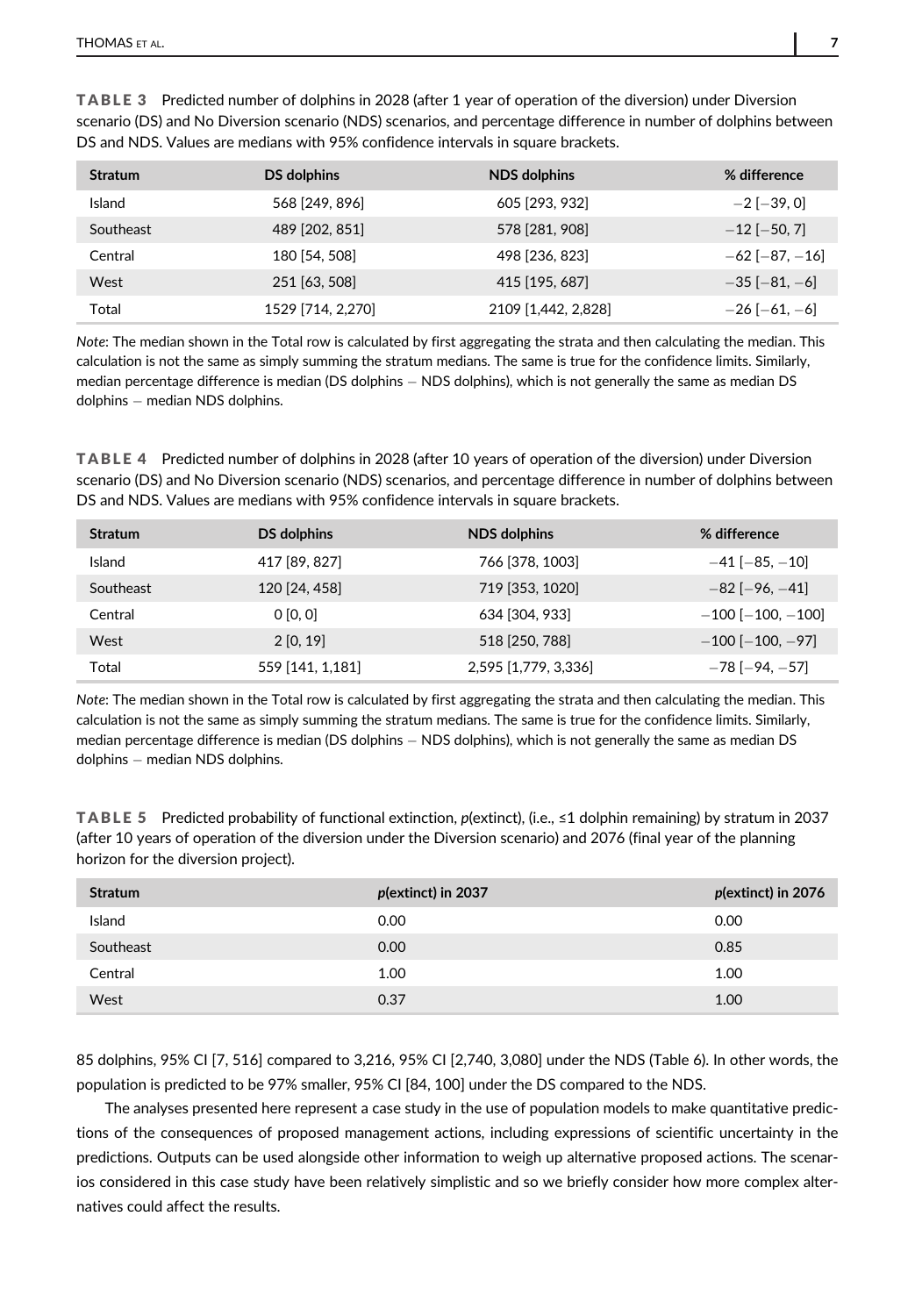**TABLE 3** Predicted number of dolphins in 2028 (after 1 year of operation of the diversion) under Diversion scenario (DS) and No Diversion scenario (NDS) scenarios, and percentage difference in number of dolphins between DS and NDS. Values are medians with 95% confidence intervals in square brackets.

| Stratum | DS dolphins | NDS dolphins | % difference |
|---|---|---|---|
| Island | 568 [249, 896] | 605 [293, 932] | −2 [−39, 0] |
| Southeast | 489 [202, 851] | 578 [281, 908] | −12 [−50, 7] |
| Central | 180 [54, 508] | 498 [236, 823] | −62 [−87, −16] |
| West | 251 [63, 508] | 415 [195, 687] | −35 [−81, −6] |
| Total | 1529 [714, 2,270] | 2109 [1,442, 2,828] | −26 [−61, −6] |

*Note*: The median shown in the Total row is calculated by first aggregating the strata and then calculating the median. This calculation is not the same as simply summing the stratum medians. The same is true for the confidence limits. Similarly, median percentage difference is median (DS dolphins − NDS dolphins), which is not generally the same as median DS dolphins − median NDS dolphins.

**TABLE 4** Predicted number of dolphins in 2028 (after 10 years of operation of the diversion) under Diversion scenario (DS) and No Diversion scenario (NDS) scenarios, and percentage difference in number of dolphins between DS and NDS. Values are medians with 95% confidence intervals in square brackets.

| Stratum | DS dolphins | NDS dolphins | % difference |
|---|---|---|---|
| Island | 417 [89, 827] | 766 [378, 1003] | −41 [−85, −10] |
| Southeast | 120 [24, 458] | 719 [353, 1020] | −82 [−96, −41] |
| Central | 0 [0, 0] | 634 [304, 933] | −100 [−100, −100] |
| West | 2 [0, 19] | 518 [250, 788] | −100 [−100, −97] |
| Total | 559 [141, 1,181] | 2,595 [1,779, 3,336] | −78 [−94, −57] |

*Note*: The median shown in the Total row is calculated by first aggregating the strata and then calculating the median. This calculation is not the same as simply summing the stratum medians. The same is true for the confidence limits. Similarly, median percentage difference is median (DS dolphins − NDS dolphins), which is not generally the same as median DS dolphins − median NDS dolphins.

**TABLE 5** Predicted probability of functional extinction, *p*(extinct), (i.e., ≤1 dolphin remaining) by stratum in 2037 (after 10 years of operation of the diversion under the Diversion scenario) and 2076 (final year of the planning horizon for the diversion project).

| Stratum | *p*(extinct) in 2037 | *p*(extinct) in 2076 |
|---|---|---|
| Island | 0.00 | 0.00 |
| Southeast | 0.00 | 0.85 |
| Central | 1.00 | 1.00 |
| West | 0.37 | 1.00 |

85 dolphins, 95% CI [7, 516] compared to 3,216, 95% CI [2,740, 3,080] under the NDS (Table 6). In other words, the population is predicted to be 97% smaller, 95% CI [84, 100] under the DS compared to the NDS.

The analyses presented here represent a case study in the use of population models to make quantitative predictions of the consequences of proposed management actions, including expressions of scientific uncertainty in the predictions. Outputs can be used alongside other information to weigh up alternative proposed actions. The scenarios considered in this case study have been relatively simplistic and so we briefly consider how more complex alternatives could affect the results.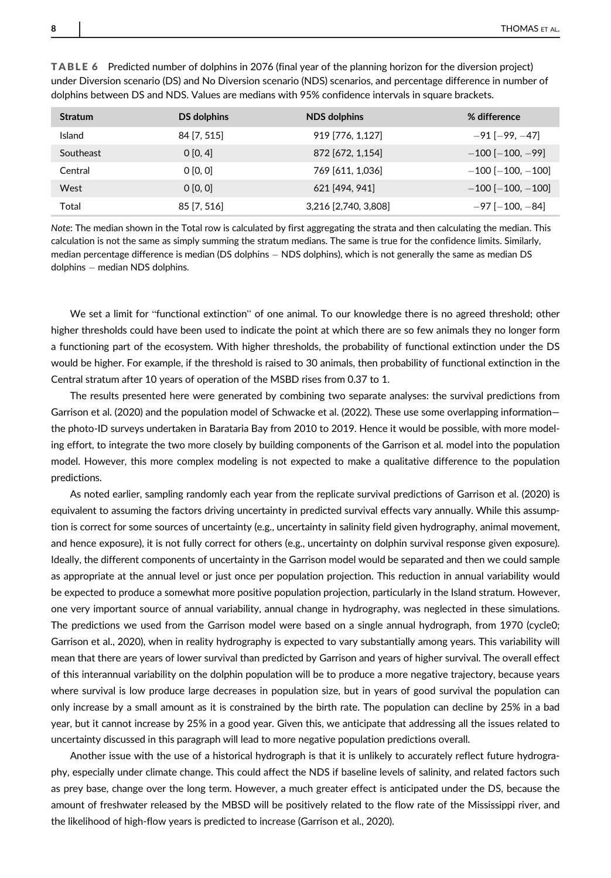**TABLE 6** Predicted number of dolphins in 2076 (final year of the planning horizon for the diversion project) under Diversion scenario (DS) and No Diversion scenario (NDS) scenarios, and percentage difference in number of dolphins between DS and NDS. Values are medians with 95% confidence intervals in square brackets.

| Stratum | DS dolphins | NDS dolphins | % difference |
|---|---|---|---|
| Island | 84 [7, 515] | 919 [776, 1,127] | −91 [−99, −47] |
| Southeast | 0 [0, 4] | 872 [672, 1,154] | −100 [−100, −99] |
| Central | 0 [0, 0] | 769 [611, 1,036] | −100 [−100, −100] |
| West | 0 [0, 0] | 621 [494, 941] | −100 [−100, −100] |
| Total | 85 [7, 516] | 3,216 [2,740, 3,808] | −97 [−100, −84] |

*Note*: The median shown in the Total row is calculated by first aggregating the strata and then calculating the median. This calculation is not the same as simply summing the stratum medians. The same is true for the confidence limits. Similarly, median percentage difference is median (DS dolphins − NDS dolphins), which is not generally the same as median DS dolphins − median NDS dolphins.

We set a limit for "functional extinction" of one animal. To our knowledge there is no agreed threshold; other higher thresholds could have been used to indicate the point at which there are so few animals they no longer form a functioning part of the ecosystem. With higher thresholds, the probability of functional extinction under the DS would be higher. For example, if the threshold is raised to 30 animals, then probability of functional extinction in the Central stratum after 10 years of operation of the MSBD rises from 0.37 to 1.

The results presented here were generated by combining two separate analyses: the survival predictions from Garrison et al. (2020) and the population model of Schwacke et al. (2022). These use some overlapping information—the photo-ID surveys undertaken in Barataria Bay from 2010 to 2019. Hence it would be possible, with more modeling effort, to integrate the two more closely by building components of the Garrison et al. model into the population model. However, this more complex modeling is not expected to make a qualitative difference to the population predictions.

As noted earlier, sampling randomly each year from the replicate survival predictions of Garrison et al. (2020) is equivalent to assuming the factors driving uncertainty in predicted survival effects vary annually. While this assumption is correct for some sources of uncertainty (e.g., uncertainty in salinity field given hydrography, animal movement, and hence exposure), it is not fully correct for others (e.g., uncertainty on dolphin survival response given exposure). Ideally, the different components of uncertainty in the Garrison model would be separated and then we could sample as appropriate at the annual level or just once per population projection. This reduction in annual variability would be expected to produce a somewhat more positive population projection, particularly in the Island stratum. However, one very important source of annual variability, annual change in hydrography, was neglected in these simulations. The predictions we used from the Garrison model were based on a single annual hydrograph, from 1970 (cycle0; Garrison et al., 2020), when in reality hydrography is expected to vary substantially among years. This variability will mean that there are years of lower survival than predicted by Garrison and years of higher survival. The overall effect of this interannual variability on the dolphin population will be to produce a more negative trajectory, because years where survival is low produce large decreases in population size, but in years of good survival the population can only increase by a small amount as it is constrained by the birth rate. The population can decline by 25% in a bad year, but it cannot increase by 25% in a good year. Given this, we anticipate that addressing all the issues related to uncertainty discussed in this paragraph will lead to more negative population predictions overall.

Another issue with the use of a historical hydrograph is that it is unlikely to accurately reflect future hydrography, especially under climate change. This could affect the NDS if baseline levels of salinity, and related factors such as prey base, change over the long term. However, a much greater effect is anticipated under the DS, because the amount of freshwater released by the MBSD will be positively related to the flow rate of the Mississippi river, and the likelihood of high-flow years is predicted to increase (Garrison et al., 2020).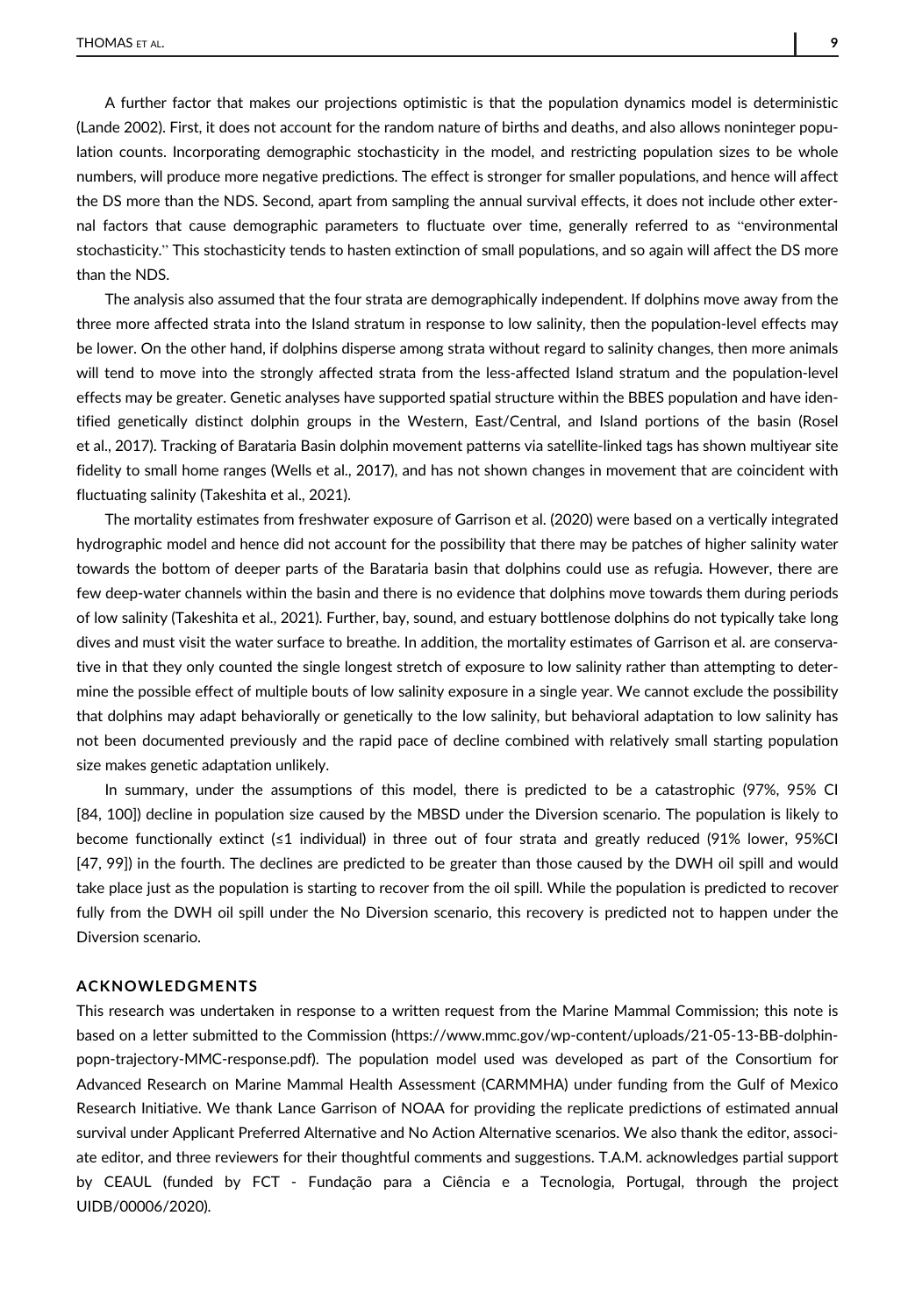A further factor that makes our projections optimistic is that the population dynamics model is deterministic (Lande 2002). First, it does not account for the random nature of births and deaths, and also allows noninteger population counts. Incorporating demographic stochasticity in the model, and restricting population sizes to be whole numbers, will produce more negative predictions. The effect is stronger for smaller populations, and hence will affect the DS more than the NDS. Second, apart from sampling the annual survival effects, it does not include other external factors that cause demographic parameters to fluctuate over time, generally referred to as "environmental stochasticity." This stochasticity tends to hasten extinction of small populations, and so again will affect the DS more than the NDS.

The analysis also assumed that the four strata are demographically independent. If dolphins move away from the three more affected strata into the Island stratum in response to low salinity, then the population-level effects may be lower. On the other hand, if dolphins disperse among strata without regard to salinity changes, then more animals will tend to move into the strongly affected strata from the less-affected Island stratum and the population-level effects may be greater. Genetic analyses have supported spatial structure within the BBES population and have identified genetically distinct dolphin groups in the Western, East/Central, and Island portions of the basin (Rosel et al., 2017). Tracking of Barataria Basin dolphin movement patterns via satellite-linked tags has shown multiyear site fidelity to small home ranges (Wells et al., 2017), and has not shown changes in movement that are coincident with fluctuating salinity (Takeshita et al., 2021).

The mortality estimates from freshwater exposure of Garrison et al. (2020) were based on a vertically integrated hydrographic model and hence did not account for the possibility that there may be patches of higher salinity water towards the bottom of deeper parts of the Barataria basin that dolphins could use as refugia. However, there are few deep-water channels within the basin and there is no evidence that dolphins move towards them during periods of low salinity (Takeshita et al., 2021). Further, bay, sound, and estuary bottlenose dolphins do not typically take long dives and must visit the water surface to breathe. In addition, the mortality estimates of Garrison et al. are conservative in that they only counted the single longest stretch of exposure to low salinity rather than attempting to determine the possible effect of multiple bouts of low salinity exposure in a single year. We cannot exclude the possibility that dolphins may adapt behaviorally or genetically to the low salinity, but behavioral adaptation to low salinity has not been documented previously and the rapid pace of decline combined with relatively small starting population size makes genetic adaptation unlikely.

In summary, under the assumptions of this model, there is predicted to be a catastrophic (97%, 95% CI [84, 100]) decline in population size caused by the MBSD under the Diversion scenario. The population is likely to become functionally extinct (≤1 individual) in three out of four strata and greatly reduced (91% lower, 95%CI [47, 99]) in the fourth. The declines are predicted to be greater than those caused by the DWH oil spill and would take place just as the population is starting to recover from the oil spill. While the population is predicted to recover fully from the DWH oil spill under the No Diversion scenario, this recovery is predicted not to happen under the Diversion scenario.

## ACKNOWLEDGMENTS

This research was undertaken in response to a written request from the Marine Mammal Commission; this note is based on a letter submitted to the Commission (https://www.mmc.gov/wp-content/uploads/21-05-13-BB-dolphin-popn-trajectory-MMC-response.pdf). The population model used was developed as part of the Consortium for Advanced Research on Marine Mammal Health Assessment (CARMMHA) under funding from the Gulf of Mexico Research Initiative. We thank Lance Garrison of NOAA for providing the replicate predictions of estimated annual survival under Applicant Preferred Alternative and No Action Alternative scenarios. We also thank the editor, associate editor, and three reviewers for their thoughtful comments and suggestions. T.A.M. acknowledges partial support by CEAUL (funded by FCT - Fundação para a Ciência e a Tecnologia, Portugal, through the project UIDB/00006/2020).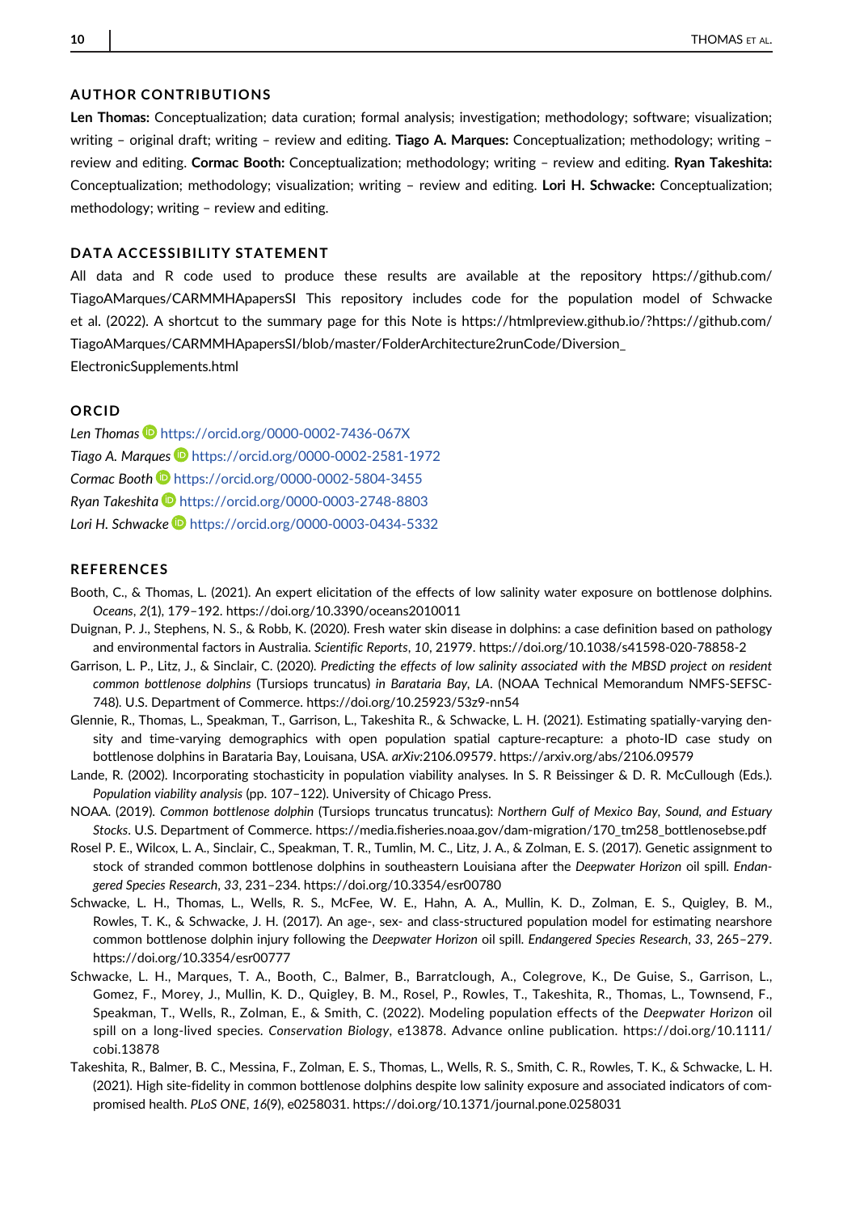## AUTHOR CONTRIBUTIONS

**Len Thomas:** Conceptualization; data curation; formal analysis; investigation; methodology; software; visualization; writing – original draft; writing – review and editing. **Tiago A. Marques:** Conceptualization; methodology; writing – review and editing. **Cormac Booth:** Conceptualization; methodology; writing – review and editing. **Ryan Takeshita:** Conceptualization; methodology; visualization; writing – review and editing. **Lori H. Schwacke:** Conceptualization; methodology; writing – review and editing.

## DATA ACCESSIBILITY STATEMENT

All data and R code used to produce these results are available at the repository https://github.com/TiagoAMarques/CARMMHApapersSI This repository includes code for the population model of Schwacke et al. (2022). A shortcut to the summary page for this Note is https://htmlpreview.github.io/?https://github.com/TiagoAMarques/CARMMHApapersSI/blob/master/FolderArchitecture2runCode/Diversion_ElectronicSupplements.html

## ORCID

*Len Thomas* https://orcid.org/0000-0002-7436-067X
*Tiago A. Marques* https://orcid.org/0000-0002-2581-1972
*Cormac Booth* https://orcid.org/0000-0002-5804-3455
*Ryan Takeshita* https://orcid.org/0000-0003-2748-8803
*Lori H. Schwacke* https://orcid.org/0000-0003-0434-5332

## REFERENCES

Booth, C., & Thomas, L. (2021). An expert elicitation of the effects of low salinity water exposure on bottlenose dolphins. *Oceans*, *2*(1), 179–192. https://doi.org/10.3390/oceans2010011

Duignan, P. J., Stephens, N. S., & Robb, K. (2020). Fresh water skin disease in dolphins: a case definition based on pathology and environmental factors in Australia. *Scientific Reports*, *10*, 21979. https://doi.org/10.1038/s41598-020-78858-2

Garrison, L. P., Litz, J., & Sinclair, C. (2020). *Predicting the effects of low salinity associated with the MBSD project on resident common bottlenose dolphins* (Tursiops truncatus) *in Barataria Bay, LA*. (NOAA Technical Memorandum NMFS-SEFSC-748). U.S. Department of Commerce. https://doi.org/10.25923/53z9-nn54

Glennie, R., Thomas, L., Speakman, T., Garrison, L., Takeshita R., & Schwacke, L. H. (2021). Estimating spatially-varying density and time-varying demographics with open population spatial capture-recapture: a photo-ID case study on bottlenose dolphins in Barataria Bay, Louisana, USA. *arXiv:*2106.09579. https://arxiv.org/abs/2106.09579

Lande, R. (2002). Incorporating stochasticity in population viability analyses. In S. R Beissinger & D. R. McCullough (Eds.). *Population viability analysis* (pp. 107–122). University of Chicago Press.

NOAA. (2019). *Common bottlenose dolphin* (Tursiops truncatus truncatus)*: Northern Gulf of Mexico Bay, Sound, and Estuary Stocks*. U.S. Department of Commerce. https://media.fisheries.noaa.gov/dam-migration/170_tm258_bottlenosebse.pdf

Rosel P. E., Wilcox, L. A., Sinclair, C., Speakman, T. R., Tumlin, M. C., Litz, J. A., & Zolman, E. S. (2017). Genetic assignment to stock of stranded common bottlenose dolphins in southeastern Louisiana after the *Deepwater Horizon* oil spill. *Endangered Species Research*, *33*, 231–234. https://doi.org/10.3354/esr00780

Schwacke, L. H., Thomas, L., Wells, R. S., McFee, W. E., Hahn, A. A., Mullin, K. D., Zolman, E. S., Quigley, B. M., Rowles, T. K., & Schwacke, J. H. (2017). An age-, sex- and class-structured population model for estimating nearshore common bottlenose dolphin injury following the *Deepwater Horizon* oil spill. *Endangered Species Research*, *33*, 265–279. https://doi.org/10.3354/esr00777

Schwacke, L. H., Marques, T. A., Booth, C., Balmer, B., Barratclough, A., Colegrove, K., De Guise, S., Garrison, L., Gomez, F., Morey, J., Mullin, K. D., Quigley, B. M., Rosel, P., Rowles, T., Takeshita, R., Thomas, L., Townsend, F., Speakman, T., Wells, R., Zolman, E., & Smith, C. (2022). Modeling population effects of the *Deepwater Horizon* oil spill on a long-lived species. *Conservation Biology*, e13878. Advance online publication. https://doi.org/10.1111/cobi.13878

Takeshita, R., Balmer, B. C., Messina, F., Zolman, E. S., Thomas, L., Wells, R. S., Smith, C. R., Rowles, T. K., & Schwacke, L. H. (2021). High site-fidelity in common bottlenose dolphins despite low salinity exposure and associated indicators of compromised health. *PLoS ONE*, *16*(9), e0258031. https://doi.org/10.1371/journal.pone.0258031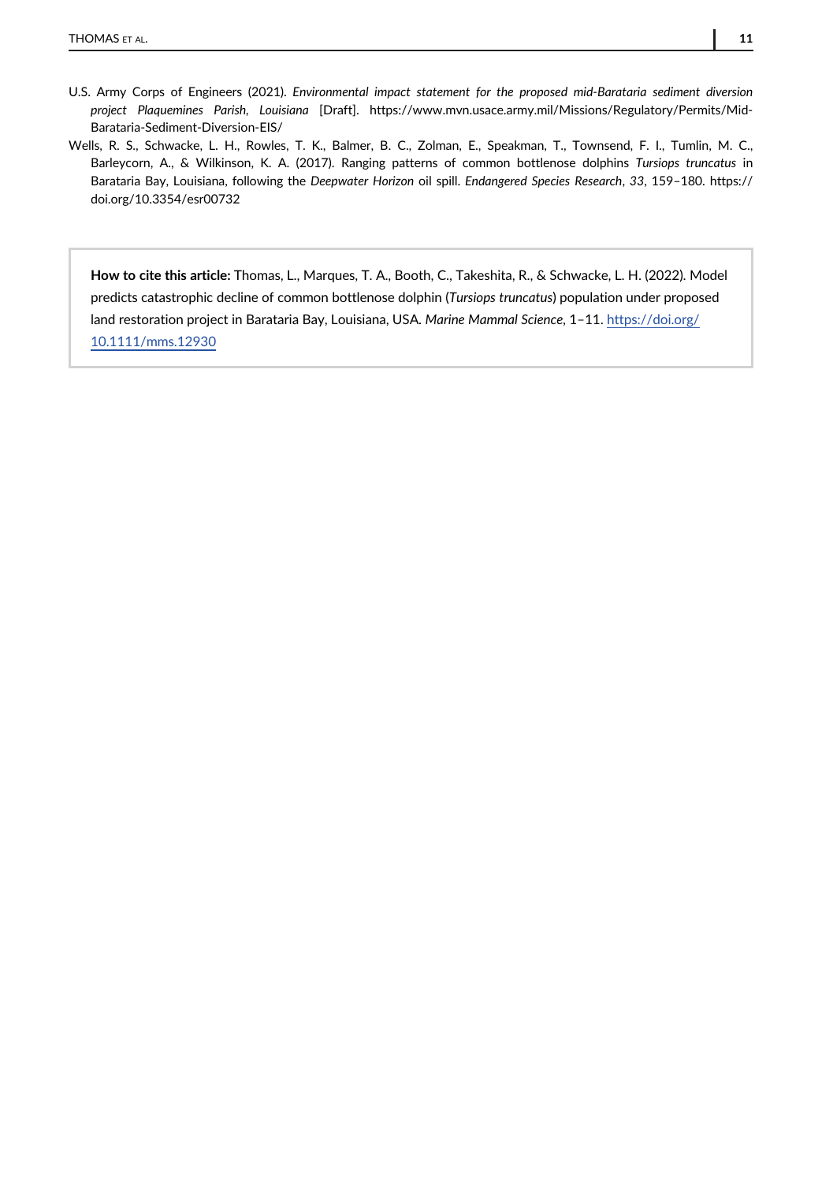U.S. Army Corps of Engineers (2021). *Environmental impact statement for the proposed mid-Barataria sediment diversion project Plaquemines Parish, Louisiana* [Draft]. https://www.mvn.usace.army.mil/Missions/Regulatory/Permits/Mid-Barataria-Sediment-Diversion-EIS/

Wells, R. S., Schwacke, L. H., Rowles, T. K., Balmer, B. C., Zolman, E., Speakman, T., Townsend, F. I., Tumlin, M. C., Barleycorn, A., & Wilkinson, K. A. (2017). Ranging patterns of common bottlenose dolphins *Tursiops truncatus* in Barataria Bay, Louisiana, following the *Deepwater Horizon* oil spill. *Endangered Species Research*, *33*, 159–180. https://doi.org/10.3354/esr00732

**How to cite this article:** Thomas, L., Marques, T. A., Booth, C., Takeshita, R., & Schwacke, L. H. (2022). Model predicts catastrophic decline of common bottlenose dolphin (*Tursiops truncatus*) population under proposed land restoration project in Barataria Bay, Louisiana, USA. *Marine Mammal Science*, 1–11. https://doi.org/10.1111/mms.12930